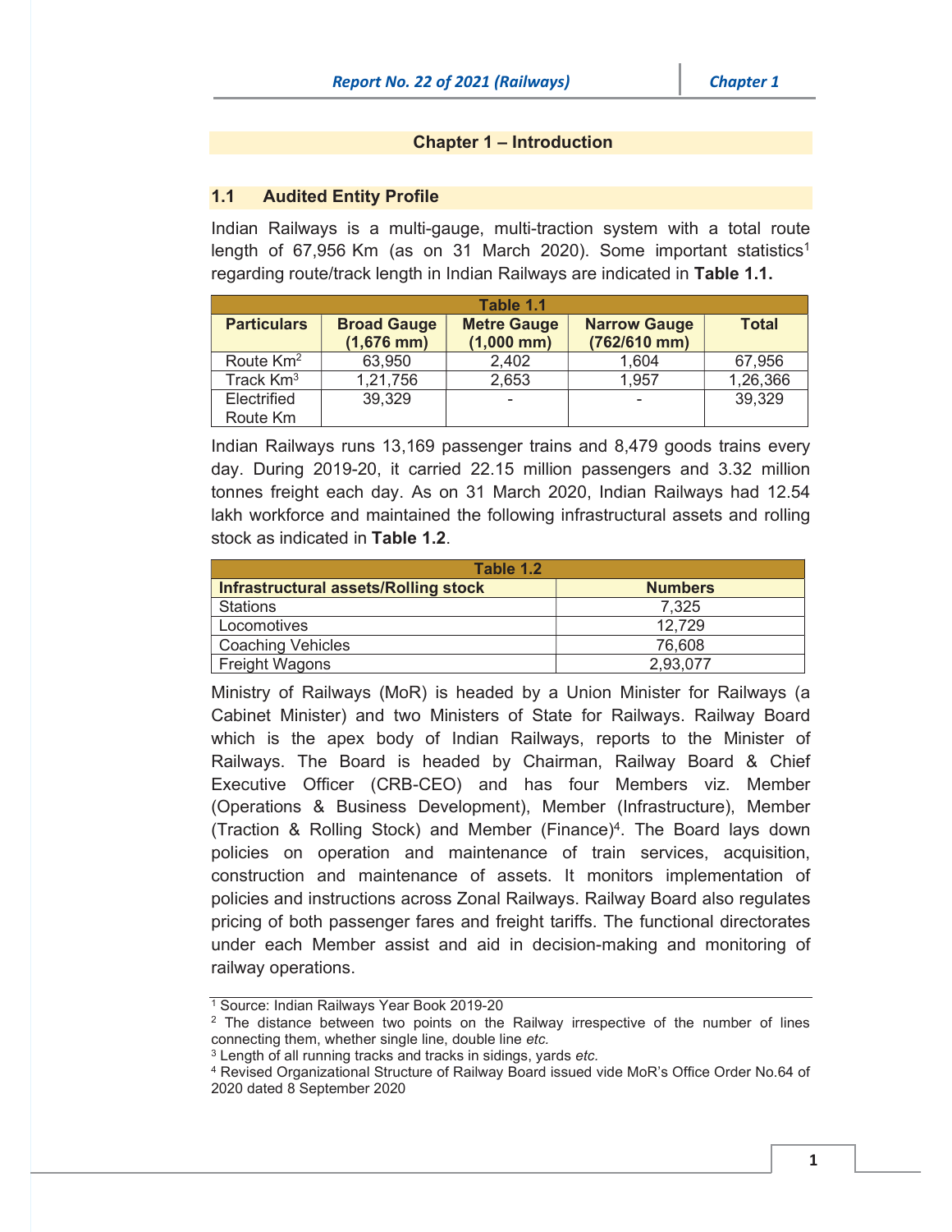# Chapter 1 – Introduction

## 1.1 Audited Entity Profile

Indian Railways is a multi-gauge, multi-traction system with a total route length of 67,956 Km (as on 31 March 2020). Some important statistics[1] regarding route/track length in Indian Railways are indicated in **Table 1.1.**

**Table 1.1**

| Particulars | Broad Gauge (1,676 mm) | Metre Gauge (1,000 mm) | Narrow Gauge (762/610 mm) | Total |
|---|---|---|---|---|
| Route Km[2] | 63,950 | 2,402 | 1,604 | 67,956 |
| Track Km[3] | 1,21,756 | 2,653 | 1,957 | 1,26,366 |
| Electrified Route Km | 39,329 | - | - | 39,329 |

Indian Railways runs 13,169 passenger trains and 8,479 goods trains every day. During 2019-20, it carried 22.15 million passengers and 3.32 million tonnes freight each day. As on 31 March 2020, Indian Railways had 12.54 lakh workforce and maintained the following infrastructural assets and rolling stock as indicated in **Table 1.2**.

**Table 1.2**

| Infrastructural assets/Rolling stock | Numbers |
|---|---|
| Stations | 7,325 |
| Locomotives | 12,729 |
| Coaching Vehicles | 76,608 |
| Freight Wagons | 2,93,077 |

Ministry of Railways (MoR) is headed by a Union Minister for Railways (a Cabinet Minister) and two Ministers of State for Railways. Railway Board which is the apex body of Indian Railways, reports to the Minister of Railways. The Board is headed by Chairman, Railway Board & Chief Executive Officer (CRB-CEO) and has four Members viz. Member (Operations & Business Development), Member (Infrastructure), Member (Traction & Rolling Stock) and Member (Finance)[4]. The Board lays down policies on operation and maintenance of train services, acquisition, construction and maintenance of assets. It monitors implementation of policies and instructions across Zonal Railways. Railway Board also regulates pricing of both passenger fares and freight tariffs. The functional directorates under each Member assist and aid in decision-making and monitoring of railway operations.

---

[1] Source: Indian Railways Year Book 2019-20

[2] The distance between two points on the Railway irrespective of the number of lines connecting them, whether single line, double line *etc.*

[3] Length of all running tracks and tracks in sidings, yards *etc.*

[4] Revised Organizational Structure of Railway Board issued vide MoR's Office Order No.64 of 2020 dated 8 September 2020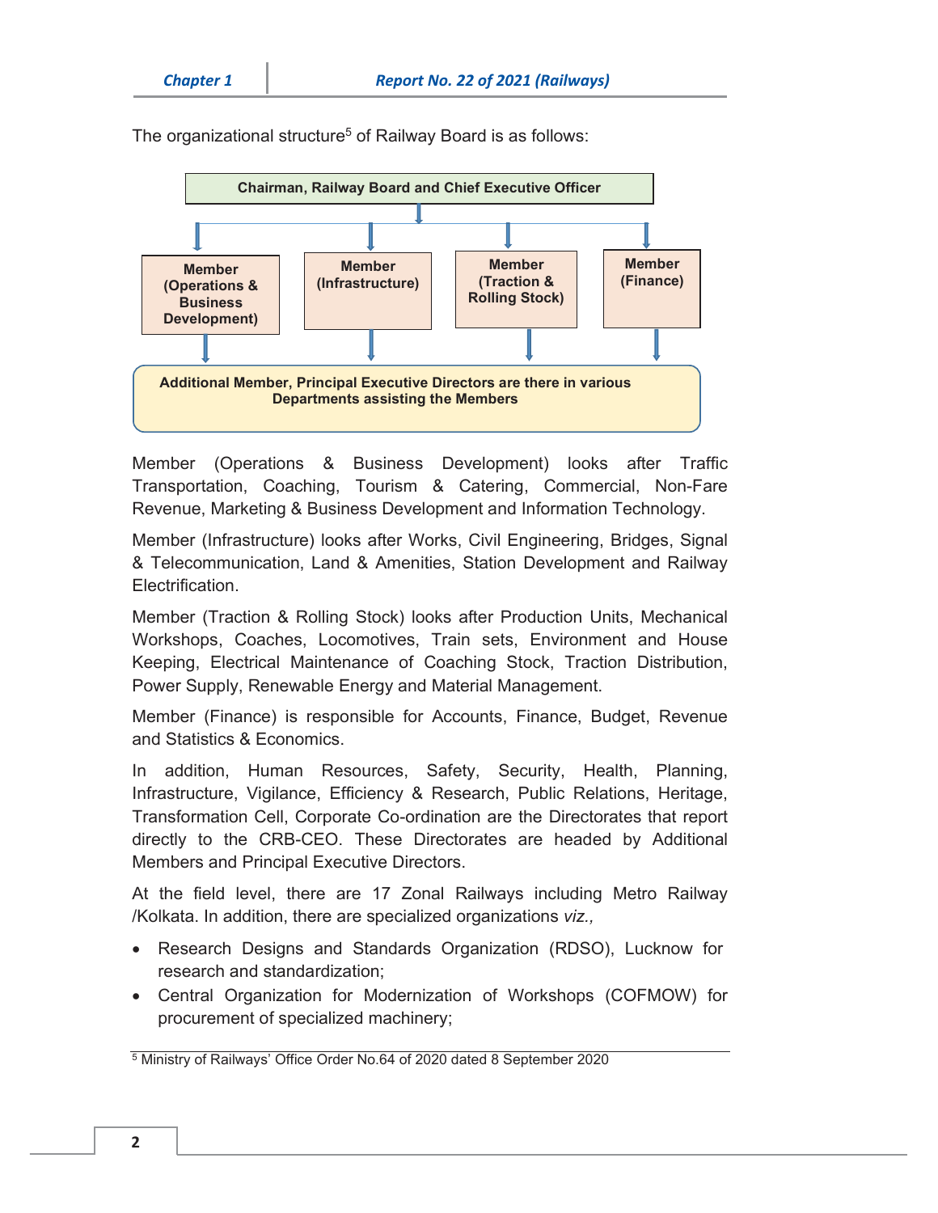The organizational structure[5] of Railway Board is as follows:

**Chairman, Railway Board and Chief Executive Officer**

- **Member (Operations & Business Development)**
- **Member (Infrastructure)**
- **Member (Traction & Rolling Stock)**
- **Member (Finance)**

**Additional Member, Principal Executive Directors are there in various Departments assisting the Members**

Member (Operations & Business Development) looks after Traffic Transportation, Coaching, Tourism & Catering, Commercial, Non-Fare Revenue, Marketing & Business Development and Information Technology.

Member (Infrastructure) looks after Works, Civil Engineering, Bridges, Signal & Telecommunication, Land & Amenities, Station Development and Railway Electrification.

Member (Traction & Rolling Stock) looks after Production Units, Mechanical Workshops, Coaches, Locomotives, Train sets, Environment and House Keeping, Electrical Maintenance of Coaching Stock, Traction Distribution, Power Supply, Renewable Energy and Material Management.

Member (Finance) is responsible for Accounts, Finance, Budget, Revenue and Statistics & Economics.

In addition, Human Resources, Safety, Security, Health, Planning, Infrastructure, Vigilance, Efficiency & Research, Public Relations, Heritage, Transformation Cell, Corporate Co-ordination are the Directorates that report directly to the CRB-CEO. These Directorates are headed by Additional Members and Principal Executive Directors.

At the field level, there are 17 Zonal Railways including Metro Railway /Kolkata. In addition, there are specialized organizations *viz.,*

- Research Designs and Standards Organization (RDSO), Lucknow for research and standardization;
- Central Organization for Modernization of Workshops (COFMOW) for procurement of specialized machinery;

[5] Ministry of Railways' Office Order No.64 of 2020 dated 8 September 2020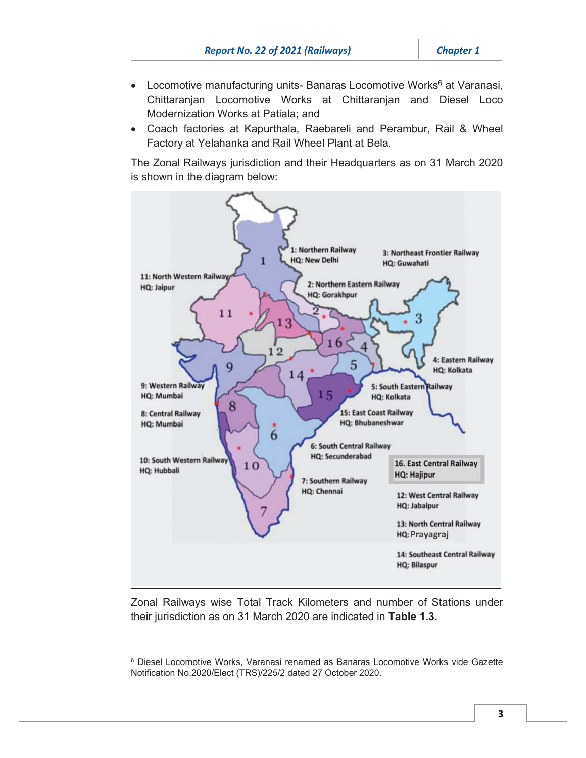- Locomotive manufacturing units- Banaras Locomotive Works[6] at Varanasi, Chittaranjan Locomotive Works at Chittaranjan and Diesel Loco Modernization Works at Patiala; and
- Coach factories at Kapurthala, Raebareli and Perambur, Rail & Wheel Factory at Yelahanka and Rail Wheel Plant at Bela.

The Zonal Railways jurisdiction and their Headquarters as on 31 March 2020 is shown in the diagram below:

1: Northern Railway HQ: New Delhi

2: Northern Eastern Railway HQ: Gorakhpur

3: Northeast Frontier Railway HQ: Guwahati

4: Eastern Railway HQ: Kolkata

5: South Eastern Railway HQ: Kolkata

6: South Central Railway HQ: Secunderabad

7: Southern Railway HQ: Chennai

8: Central Railway HQ: Mumbai

9: Western Railway HQ: Mumbai

10: South Western Railway HQ: Hubbali

11: North Western Railway HQ: Jaipur

12: West Central Railway HQ: Jabalpur

13: North Central Railway HQ: Prayagraj

14: Southeast Central Railway HQ: Bilaspur

15: East Coast Railway HQ: Bhubaneshwar

16. East Central Railway HQ: Hajipur

Zonal Railways wise Total Track Kilometers and number of Stations under their jurisdiction as on 31 March 2020 are indicated in **Table 1.3.**

[6] Diesel Locomotive Works, Varanasi renamed as Banaras Locomotive Works vide Gazette Notification No.2020/Elect (TRS)/225/2 dated 27 October 2020.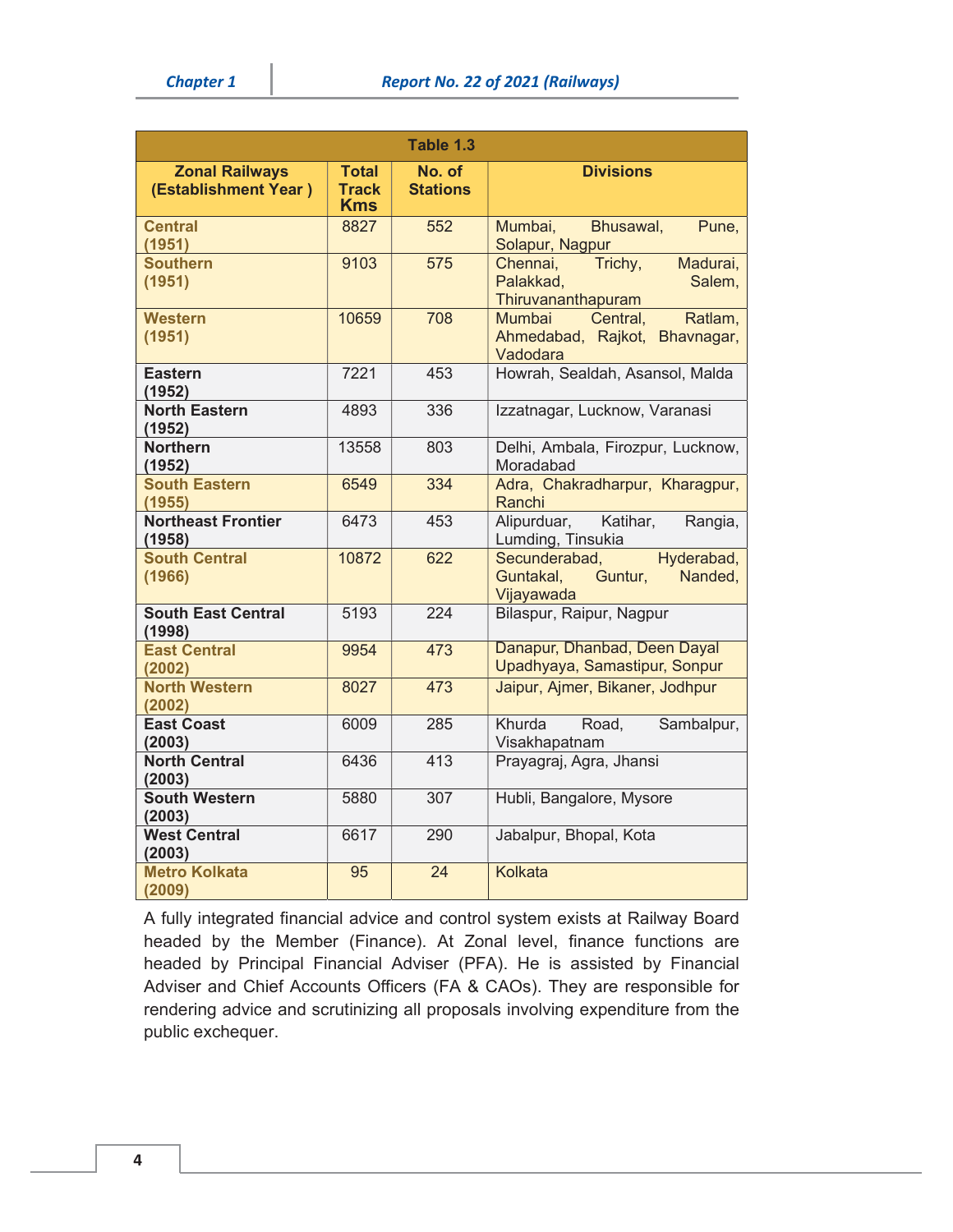**Table 1.3**

| Zonal Railways (Establishment Year ) | Total Track Kms | No. of Stations | Divisions |
|---|---|---|---|
| **Central (1951)** | 8827 | 552 | Mumbai, Bhusawal, Pune, Solapur, Nagpur |
| **Southern (1951)** | 9103 | 575 | Chennai, Trichy, Madurai, Palakkad, Salem, Thiruvananthapuram |
| **Western (1951)** | 10659 | 708 | Mumbai Central, Ratlam, Ahmedabad, Rajkot, Bhavnagar, Vadodara |
| **Eastern (1952)** | 7221 | 453 | Howrah, Sealdah, Asansol, Malda |
| **North Eastern (1952)** | 4893 | 336 | Izzatnagar, Lucknow, Varanasi |
| **Northern (1952)** | 13558 | 803 | Delhi, Ambala, Firozpur, Lucknow, Moradabad |
| **South Eastern (1955)** | 6549 | 334 | Adra, Chakradharpur, Kharagpur, Ranchi |
| **Northeast Frontier (1958)** | 6473 | 453 | Alipurduar, Katihar, Rangia, Lumding, Tinsukia |
| **South Central (1966)** | 10872 | 622 | Secunderabad, Hyderabad, Guntakal, Guntur, Nanded, Vijayawada |
| **South East Central (1998)** | 5193 | 224 | Bilaspur, Raipur, Nagpur |
| **East Central (2002)** | 9954 | 473 | Danapur, Dhanbad, Deen Dayal Upadhyaya, Samastipur, Sonpur |
| **North Western (2002)** | 8027 | 473 | Jaipur, Ajmer, Bikaner, Jodhpur |
| **East Coast (2003)** | 6009 | 285 | Khurda Road, Sambalpur, Visakhapatnam |
| **North Central (2003)** | 6436 | 413 | Prayagraj, Agra, Jhansi |
| **South Western (2003)** | 5880 | 307 | Hubli, Bangalore, Mysore |
| **West Central (2003)** | 6617 | 290 | Jabalpur, Bhopal, Kota |
| **Metro Kolkata (2009)** | 95 | 24 | Kolkata |

A fully integrated financial advice and control system exists at Railway Board headed by the Member (Finance). At Zonal level, finance functions are headed by Principal Financial Adviser (PFA). He is assisted by Financial Adviser and Chief Accounts Officers (FA & CAOs). They are responsible for rendering advice and scrutinizing all proposals involving expenditure from the public exchequer.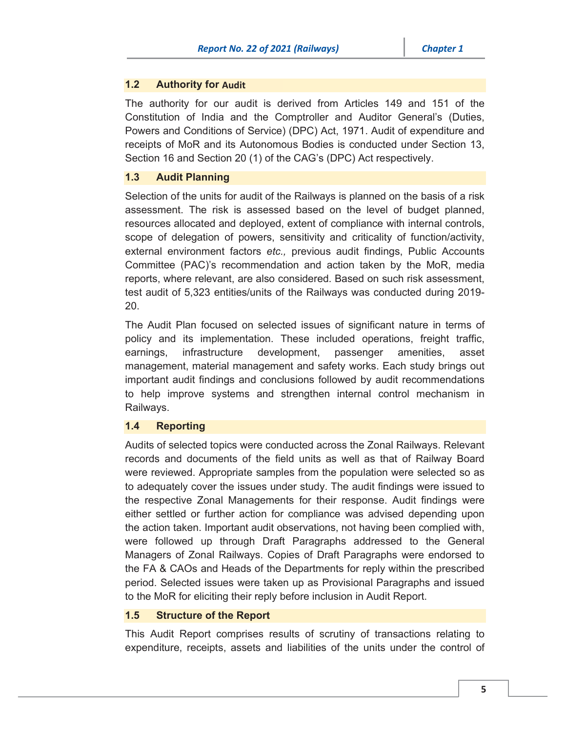## 1.2 Authority for Audit

The authority for our audit is derived from Articles 149 and 151 of the Constitution of India and the Comptroller and Auditor General's (Duties, Powers and Conditions of Service) (DPC) Act, 1971. Audit of expenditure and receipts of MoR and its Autonomous Bodies is conducted under Section 13, Section 16 and Section 20 (1) of the CAG's (DPC) Act respectively.

## 1.3 Audit Planning

Selection of the units for audit of the Railways is planned on the basis of a risk assessment. The risk is assessed based on the level of budget planned, resources allocated and deployed, extent of compliance with internal controls, scope of delegation of powers, sensitivity and criticality of function/activity, external environment factors *etc.,* previous audit findings, Public Accounts Committee (PAC)'s recommendation and action taken by the MoR, media reports, where relevant, are also considered. Based on such risk assessment, test audit of 5,323 entities/units of the Railways was conducted during 2019-20.

The Audit Plan focused on selected issues of significant nature in terms of policy and its implementation. These included operations, freight traffic, earnings, infrastructure development, passenger amenities, asset management, material management and safety works. Each study brings out important audit findings and conclusions followed by audit recommendations to help improve systems and strengthen internal control mechanism in Railways.

## 1.4 Reporting

Audits of selected topics were conducted across the Zonal Railways. Relevant records and documents of the field units as well as that of Railway Board were reviewed. Appropriate samples from the population were selected so as to adequately cover the issues under study. The audit findings were issued to the respective Zonal Managements for their response. Audit findings were either settled or further action for compliance was advised depending upon the action taken. Important audit observations, not having been complied with, were followed up through Draft Paragraphs addressed to the General Managers of Zonal Railways. Copies of Draft Paragraphs were endorsed to the FA & CAOs and Heads of the Departments for reply within the prescribed period. Selected issues were taken up as Provisional Paragraphs and issued to the MoR for eliciting their reply before inclusion in Audit Report.

## 1.5 Structure of the Report

This Audit Report comprises results of scrutiny of transactions relating to expenditure, receipts, assets and liabilities of the units under the control of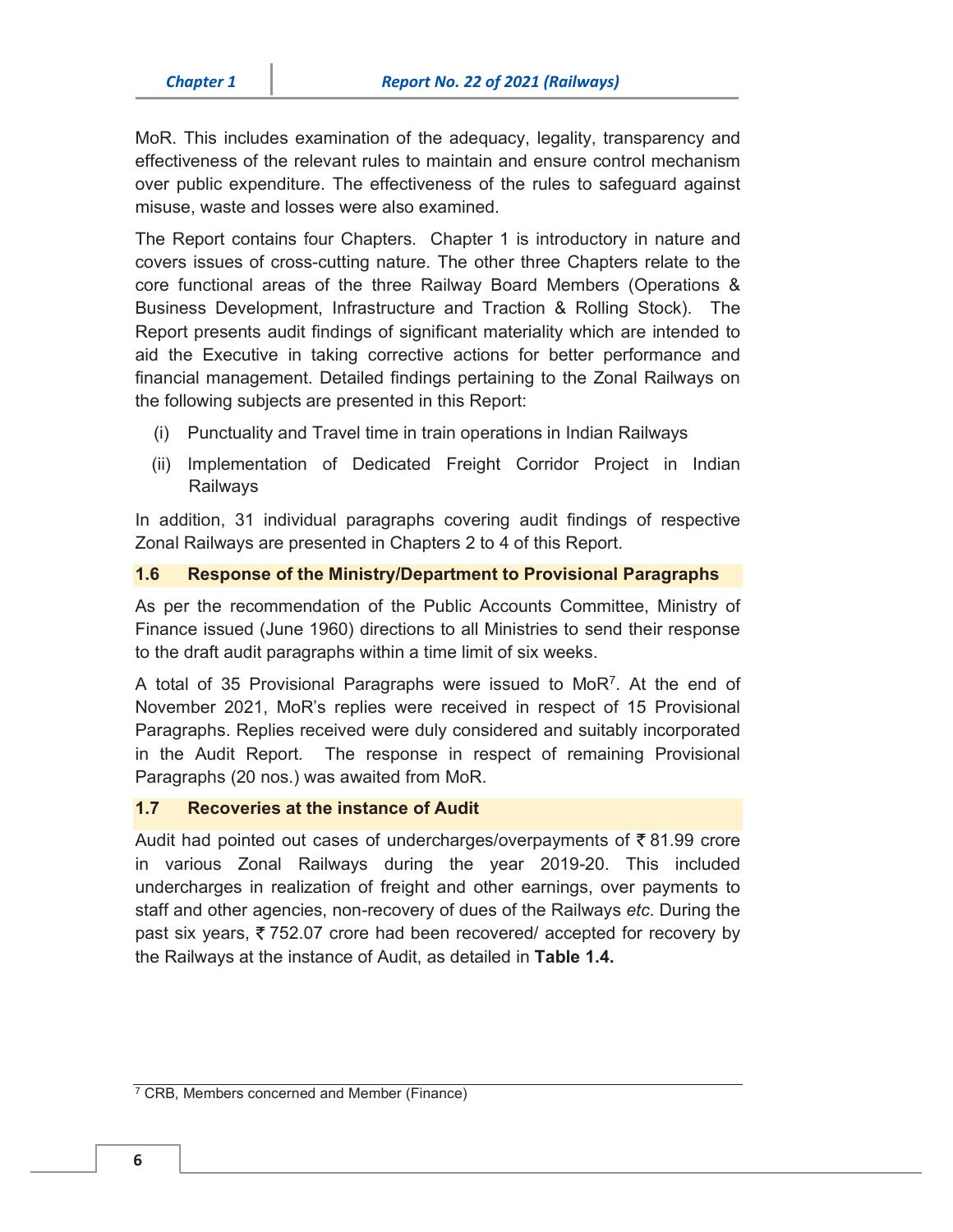MoR. This includes examination of the adequacy, legality, transparency and effectiveness of the relevant rules to maintain and ensure control mechanism over public expenditure. The effectiveness of the rules to safeguard against misuse, waste and losses were also examined.

The Report contains four Chapters. Chapter 1 is introductory in nature and covers issues of cross-cutting nature. The other three Chapters relate to the core functional areas of the three Railway Board Members (Operations & Business Development, Infrastructure and Traction & Rolling Stock). The Report presents audit findings of significant materiality which are intended to aid the Executive in taking corrective actions for better performance and financial management. Detailed findings pertaining to the Zonal Railways on the following subjects are presented in this Report:

(i) Punctuality and Travel time in train operations in Indian Railways

(ii) Implementation of Dedicated Freight Corridor Project in Indian Railways

In addition, 31 individual paragraphs covering audit findings of respective Zonal Railways are presented in Chapters 2 to 4 of this Report.

## 1.6 Response of the Ministry/Department to Provisional Paragraphs

As per the recommendation of the Public Accounts Committee, Ministry of Finance issued (June 1960) directions to all Ministries to send their response to the draft audit paragraphs within a time limit of six weeks.

A total of 35 Provisional Paragraphs were issued to MoR[7]. At the end of November 2021, MoR's replies were received in respect of 15 Provisional Paragraphs. Replies received were duly considered and suitably incorporated in the Audit Report. The response in respect of remaining Provisional Paragraphs (20 nos.) was awaited from MoR.

## 1.7 Recoveries at the instance of Audit

Audit had pointed out cases of undercharges/overpayments of ₹ 81.99 crore in various Zonal Railways during the year 2019-20. This included undercharges in realization of freight and other earnings, over payments to staff and other agencies, non-recovery of dues of the Railways *etc*. During the past six years, ₹ 752.07 crore had been recovered/ accepted for recovery by the Railways at the instance of Audit, as detailed in **Table 1.4.**

---

[7] CRB, Members concerned and Member (Finance)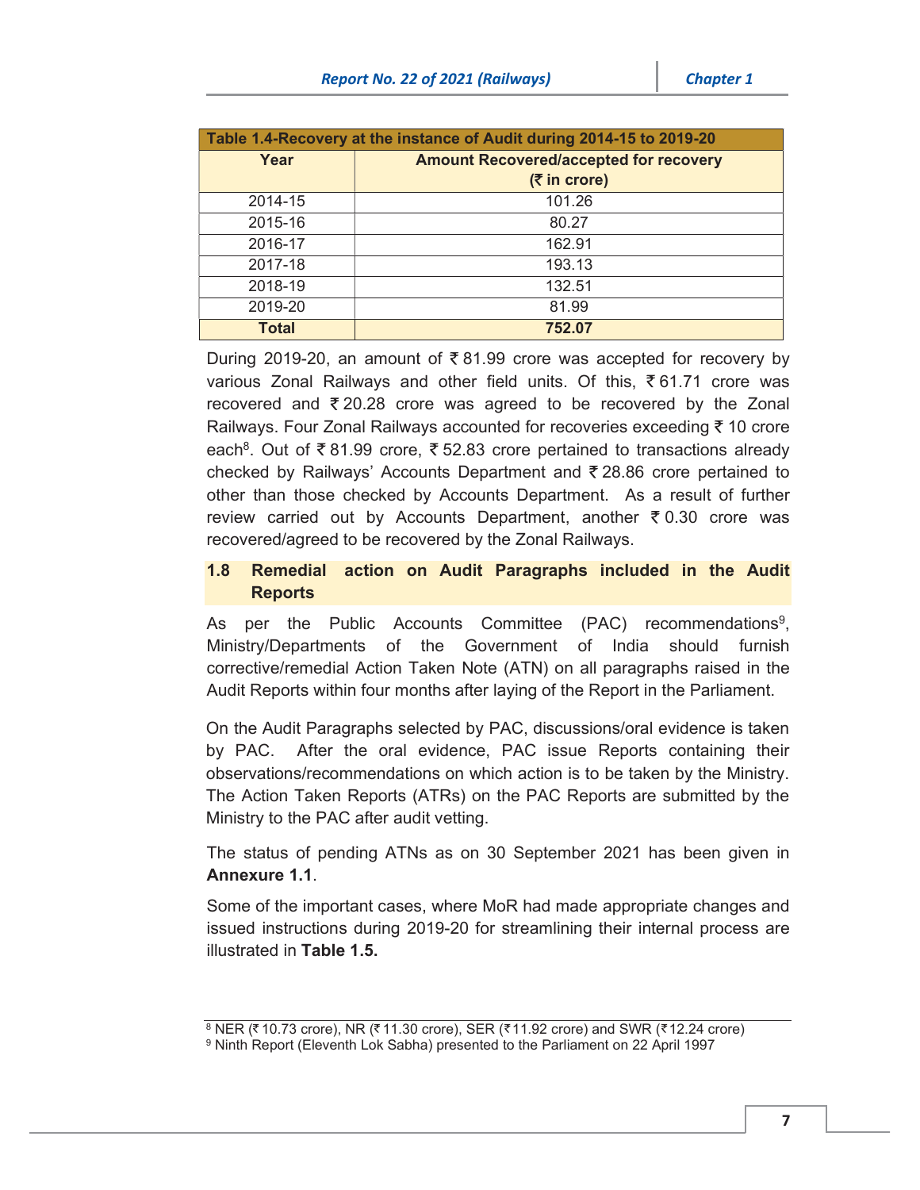| Table 1.4-Recovery at the instance of Audit during 2014-15 to 2019-20 | |
|---|---|
| **Year** | **Amount Recovered/accepted for recovery (₹ in crore)** |
| 2014-15 | 101.26 |
| 2015-16 | 80.27 |
| 2016-17 | 162.91 |
| 2017-18 | 193.13 |
| 2018-19 | 132.51 |
| 2019-20 | 81.99 |
| **Total** | **752.07** |

During 2019-20, an amount of ₹ 81.99 crore was accepted for recovery by various Zonal Railways and other field units. Of this, ₹ 61.71 crore was recovered and ₹ 20.28 crore was agreed to be recovered by the Zonal Railways. Four Zonal Railways accounted for recoveries exceeding ₹ 10 crore each[8]. Out of ₹ 81.99 crore, ₹ 52.83 crore pertained to transactions already checked by Railways' Accounts Department and ₹ 28.86 crore pertained to other than those checked by Accounts Department. As a result of further review carried out by Accounts Department, another ₹ 0.30 crore was recovered/agreed to be recovered by the Zonal Railways.

## 1.8 Remedial action on Audit Paragraphs included in the Audit Reports

As per the Public Accounts Committee (PAC) recommendations[9], Ministry/Departments of the Government of India should furnish corrective/remedial Action Taken Note (ATN) on all paragraphs raised in the Audit Reports within four months after laying of the Report in the Parliament.

On the Audit Paragraphs selected by PAC, discussions/oral evidence is taken by PAC. After the oral evidence, PAC issue Reports containing their observations/recommendations on which action is to be taken by the Ministry. The Action Taken Reports (ATRs) on the PAC Reports are submitted by the Ministry to the PAC after audit vetting.

The status of pending ATNs as on 30 September 2021 has been given in **Annexure 1.1**.

Some of the important cases, where MoR had made appropriate changes and issued instructions during 2019-20 for streamlining their internal process are illustrated in **Table 1.5.**

[8] NER (₹ 10.73 crore), NR (₹ 11.30 crore), SER (₹11.92 crore) and SWR (₹12.24 crore)

[9] Ninth Report (Eleventh Lok Sabha) presented to the Parliament on 22 April 1997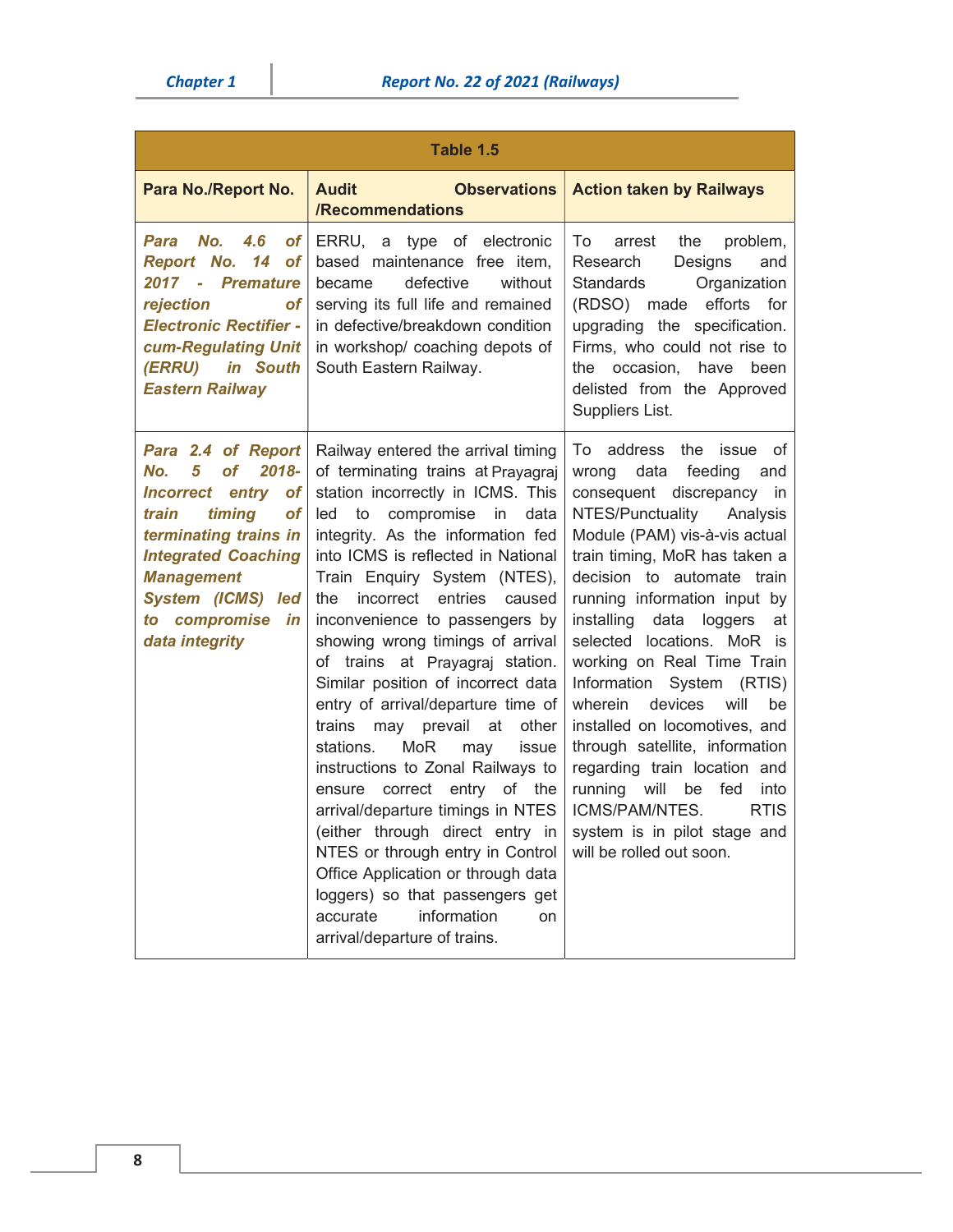**Table 1.5**

| Para No./Report No. | Audit Observations /Recommendations | Action taken by Railways |
|---|---|---|
| ***Para No. 4.6 of Report No. 14 of 2017 - Premature rejection of Electronic Rectifier - cum-Regulating Unit (ERRU) in South Eastern Railway*** | ERRU, a type of electronic based maintenance free item, became defective without serving its full life and remained in defective/breakdown condition in workshop/ coaching depots of South Eastern Railway. | To arrest the problem, Research Designs and Standards Organization (RDSO) made efforts for upgrading the specification. Firms, who could not rise to the occasion, have been delisted from the Approved Suppliers List. |
| ***Para 2.4 of Report No. 5 of 2018- Incorrect entry of train timing of terminating trains in Integrated Coaching Management System (ICMS) led to compromise in data integrity*** | Railway entered the arrival timing of terminating trains at Prayagraj station incorrectly in ICMS. This led to compromise in data integrity. As the information fed into ICMS is reflected in National Train Enquiry System (NTES), the incorrect entries caused inconvenience to passengers by showing wrong timings of arrival of trains at Prayagraj station. Similar position of incorrect data entry of arrival/departure time of trains may prevail at other stations. MoR may issue instructions to Zonal Railways to ensure correct entry of the arrival/departure timings in NTES (either through direct entry in NTES or through entry in Control Office Application or through data loggers) so that passengers get accurate information on arrival/departure of trains. | To address the issue of wrong data feeding and consequent discrepancy in NTES/Punctuality Analysis Module (PAM) vis-à-vis actual train timing, MoR has taken a decision to automate train running information input by installing data loggers at selected locations. MoR is working on Real Time Train Information System (RTIS) wherein devices will be installed on locomotives, and through satellite, information regarding train location and running will be fed into ICMS/PAM/NTES. RTIS system is in pilot stage and will be rolled out soon. |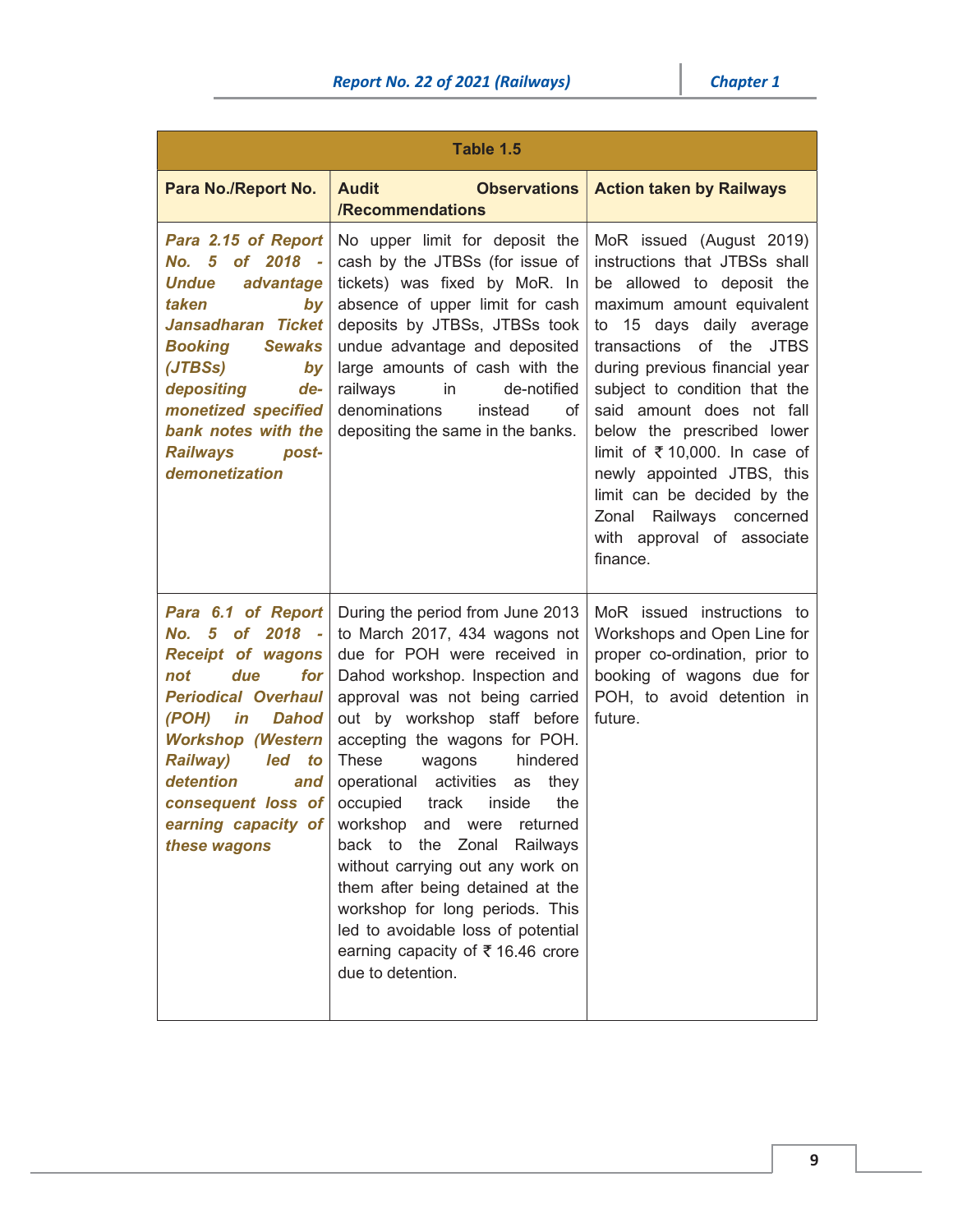| Table 1.5 | | |
|---|---|---|
| **Para No./Report No.** | **Audit Observations /Recommendations** | **Action taken by Railways** |
| ***Para 2.15 of Report No. 5 of 2018 - Undue advantage taken by Jansadharan Ticket Booking Sewaks (JTBSs) by depositing de-monetized specified bank notes with the Railways post-demonetization*** | No upper limit for deposit the cash by the JTBSs (for issue of tickets) was fixed by MoR. In absence of upper limit for cash deposits by JTBSs, JTBSs took undue advantage and deposited large amounts of cash with the railways in de-notified denominations instead of depositing the same in the banks. | MoR issued (August 2019) instructions that JTBSs shall be allowed to deposit the maximum amount equivalent to 15 days daily average transactions of the JTBS during previous financial year subject to condition that the said amount does not fall below the prescribed lower limit of ₹ 10,000. In case of newly appointed JTBS, this limit can be decided by the Zonal Railways concerned with approval of associate finance. |
| ***Para 6.1 of Report No. 5 of 2018 - Receipt of wagons not due for Periodical Overhaul (POH) in Dahod Workshop (Western Railway) led to detention and consequent loss of earning capacity of these wagons*** | During the period from June 2013 to March 2017, 434 wagons not due for POH were received in Dahod workshop. Inspection and approval was not being carried out by workshop staff before accepting the wagons for POH. These wagons hindered operational activities as they occupied track inside the workshop and were returned back to the Zonal Railways without carrying out any work on them after being detained at the workshop for long periods. This led to avoidable loss of potential earning capacity of ₹ 16.46 crore due to detention. | MoR issued instructions to Workshops and Open Line for proper co-ordination, prior to booking of wagons due for POH, to avoid detention in future. |